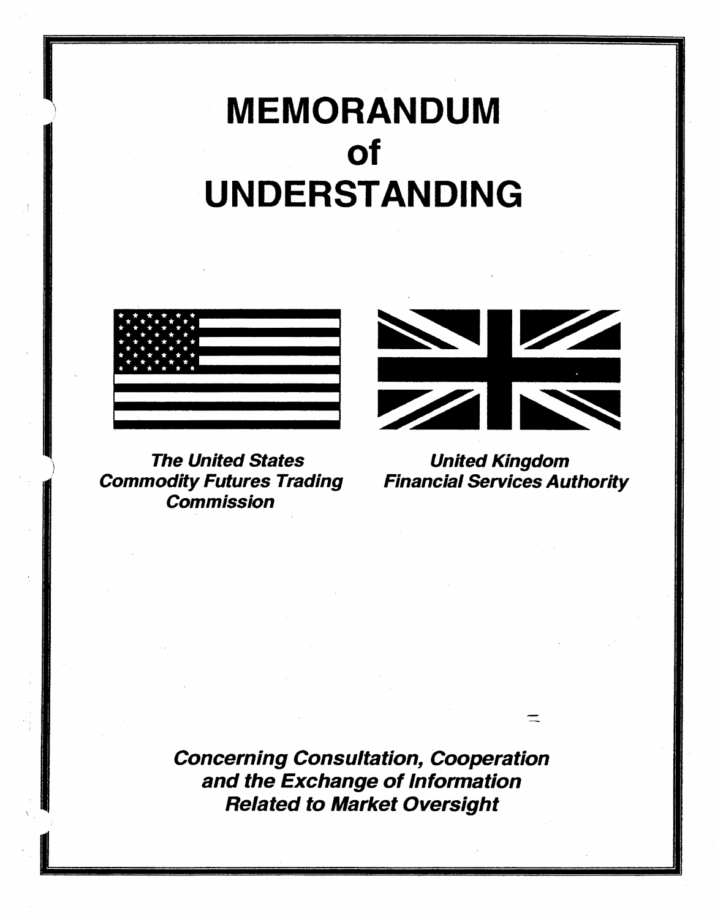# MEMORANDUM of UNDERSTANDING

*The United States Commodity Futures Trading Commission*

*United Kingdom Financial Services Authority*

***Concerning Consultation, Cooperation and the Exchange of Information Related to Market Oversight***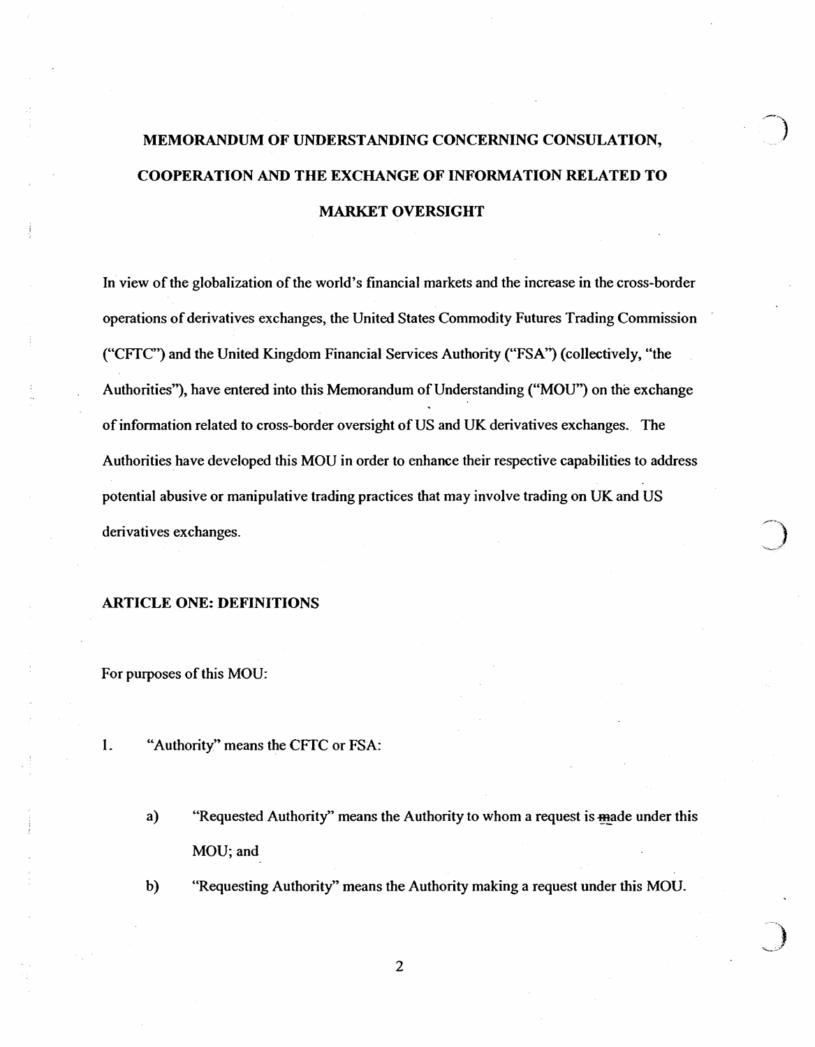# MEMORANDUM OF UNDERSTANDING CONCERNING CONSULATION, COOPERATION AND THE EXCHANGE OF INFORMATION RELATED TO MARKET OVERSIGHT

In view of the globalization of the world's financial markets and the increase in the cross-border operations of derivatives exchanges, the United States Commodity Futures Trading Commission ("CFTC") and the United Kingdom Financial Services Authority ("FSA") (collectively, "the Authorities"), have entered into this Memorandum of Understanding ("MOU") on the exchange of information related to cross-border oversight of US and UK derivatives exchanges. The Authorities have developed this MOU in order to enhance their respective capabilities to address potential abusive or manipulative trading practices that may involve trading on UK and US derivatives exchanges.

## ARTICLE ONE: DEFINITIONS

For purposes of this MOU:

1. "Authority" means the CFTC or FSA:

   a) "Requested Authority" means the Authority to whom a request is made under this MOU; and

   b) "Requesting Authority" means the Authority making a request under this MOU.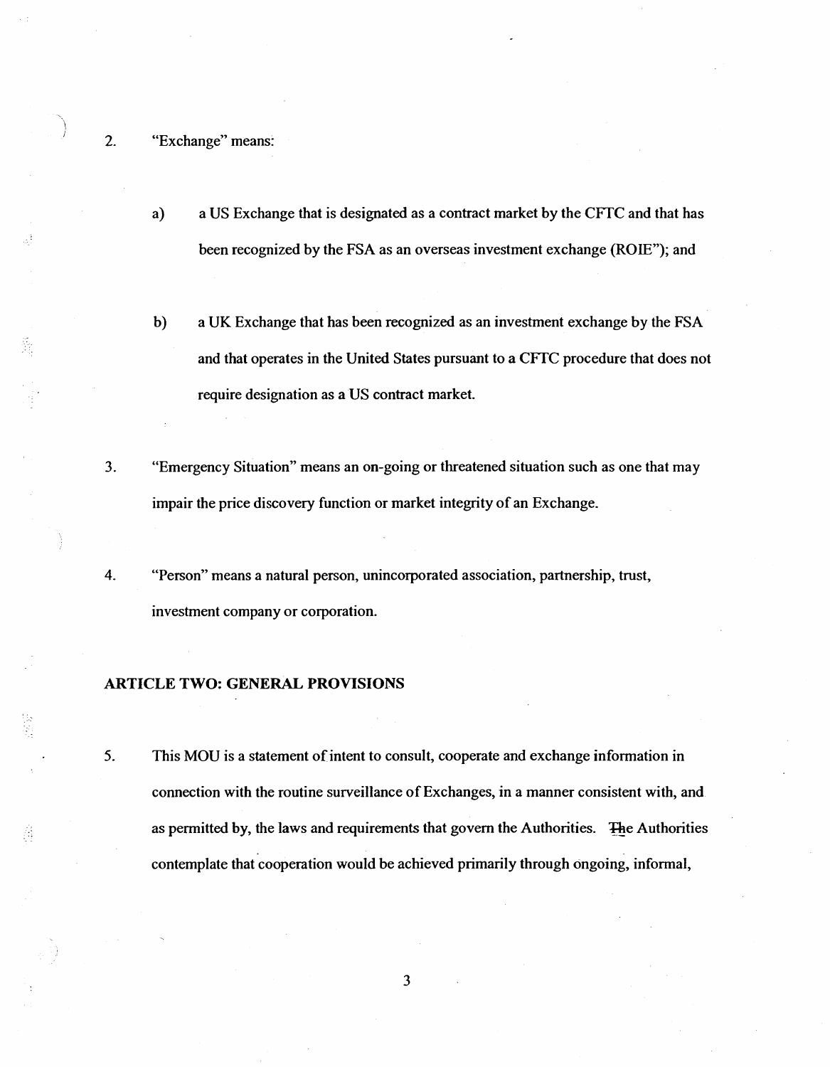2. "Exchange" means:

   a) a US Exchange that is designated as a contract market by the CFTC and that has been recognized by the FSA as an overseas investment exchange (ROIE"); and

   b) a UK Exchange that has been recognized as an investment exchange by the FSA and that operates in the United States pursuant to a CFTC procedure that does not require designation as a US contract market.

3. "Emergency Situation" means an on-going or threatened situation such as one that may impair the price discovery function or market integrity of an Exchange.

4. "Person" means a natural person, unincorporated association, partnership, trust, investment company or corporation.

## ARTICLE TWO: GENERAL PROVISIONS

5. This MOU is a statement of intent to consult, cooperate and exchange information in connection with the routine surveillance of Exchanges, in a manner consistent with, and as permitted by, the laws and requirements that govern the Authorities. The Authorities contemplate that cooperation would be achieved primarily through ongoing, informal,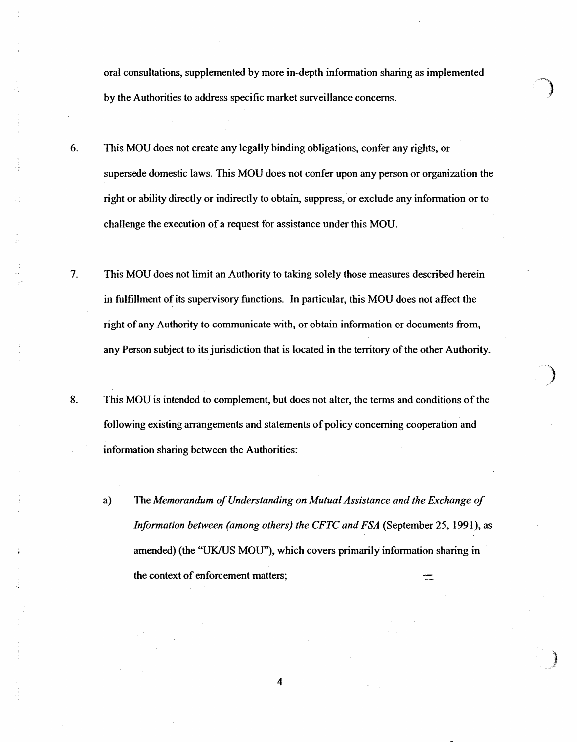oral consultations, supplemented by more in-depth information sharing as implemented by the Authorities to address specific market surveillance concerns.

6. This MOU does not create any legally binding obligations, confer any rights, or supersede domestic laws. This MOU does not confer upon any person or organization the right or ability directly or indirectly to obtain, suppress, or exclude any information or to challenge the execution of a request for assistance under this MOU.

7. This MOU does not limit an Authority to taking solely those measures described herein in fulfillment of its supervisory functions. In particular, this MOU does not affect the right of any Authority to communicate with, or obtain information or documents from, any Person subject to its jurisdiction that is located in the territory of the other Authority.

8. This MOU is intended to complement, but does not alter, the terms and conditions of the following existing arrangements and statements of policy concerning cooperation and information sharing between the Authorities:

   a) The *Memorandum of Understanding on Mutual Assistance and the Exchange of Information between (among others) the CFTC and FSA* (September 25, 1991), as amended) (the "UK/US MOU"), which covers primarily information sharing in the context of enforcement matters;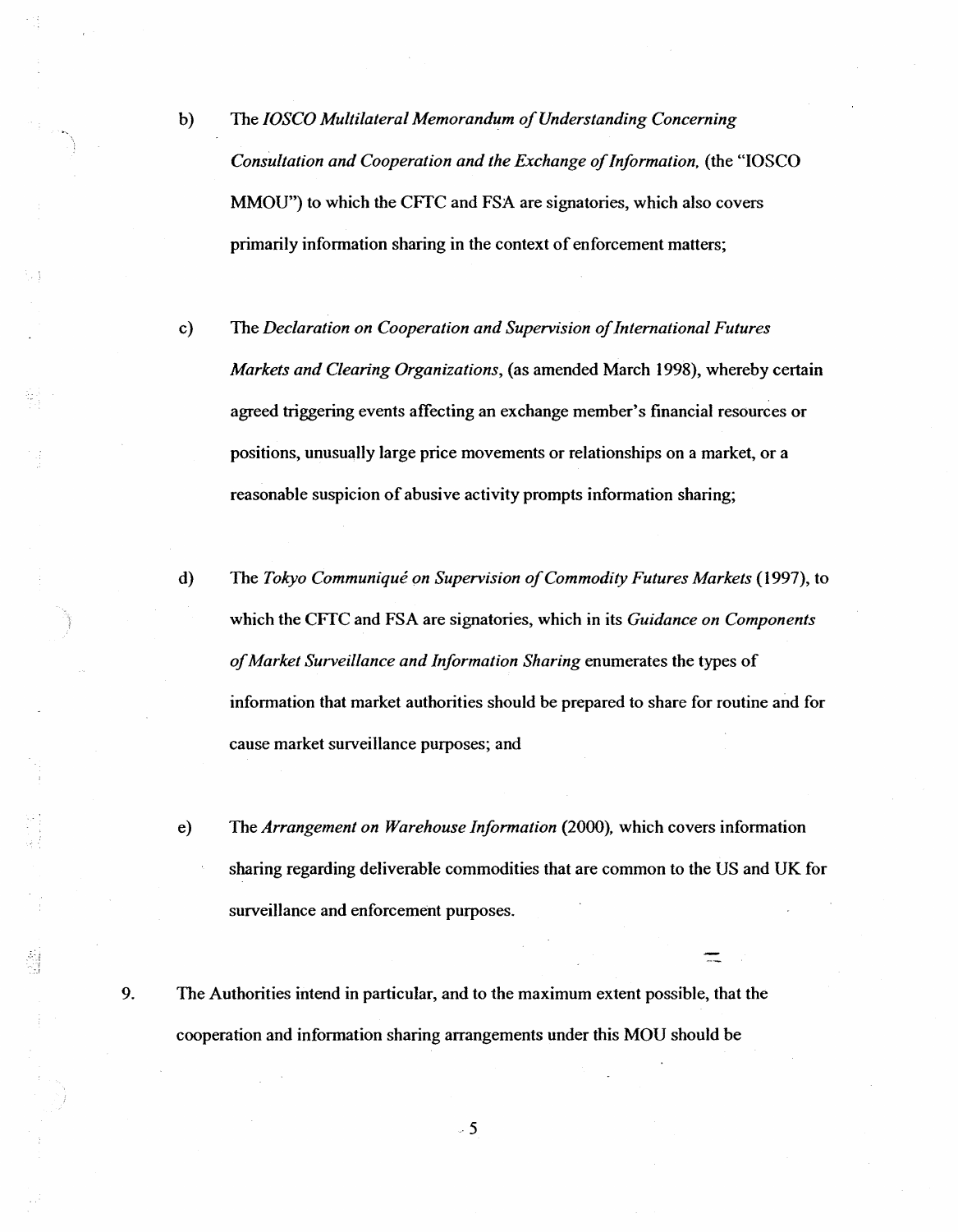b) The *IOSCO Multilateral Memorandum of Understanding Concerning Consultation and Cooperation and the Exchange of Information,* (the "IOSCO MMOU") to which the CFTC and FSA are signatories, which also covers primarily information sharing in the context of enforcement matters;

c) The *Declaration on Cooperation and Supervision of International Futures Markets and Clearing Organizations*, (as amended March 1998), whereby certain agreed triggering events affecting an exchange member's financial resources or positions, unusually large price movements or relationships on a market, or a reasonable suspicion of abusive activity prompts information sharing;

d) The *Tokyo Communiqué on Supervision of Commodity Futures Markets* (1997), to which the CFTC and FSA are signatories, which in its *Guidance on Components of Market Surveillance and Information Sharing* enumerates the types of information that market authorities should be prepared to share for routine and for cause market surveillance purposes; and

e) The *Arrangement on Warehouse Information* (2000), which covers information sharing regarding deliverable commodities that are common to the US and UK for surveillance and enforcement purposes.

9. The Authorities intend in particular, and to the maximum extent possible, that the cooperation and information sharing arrangements under this MOU should be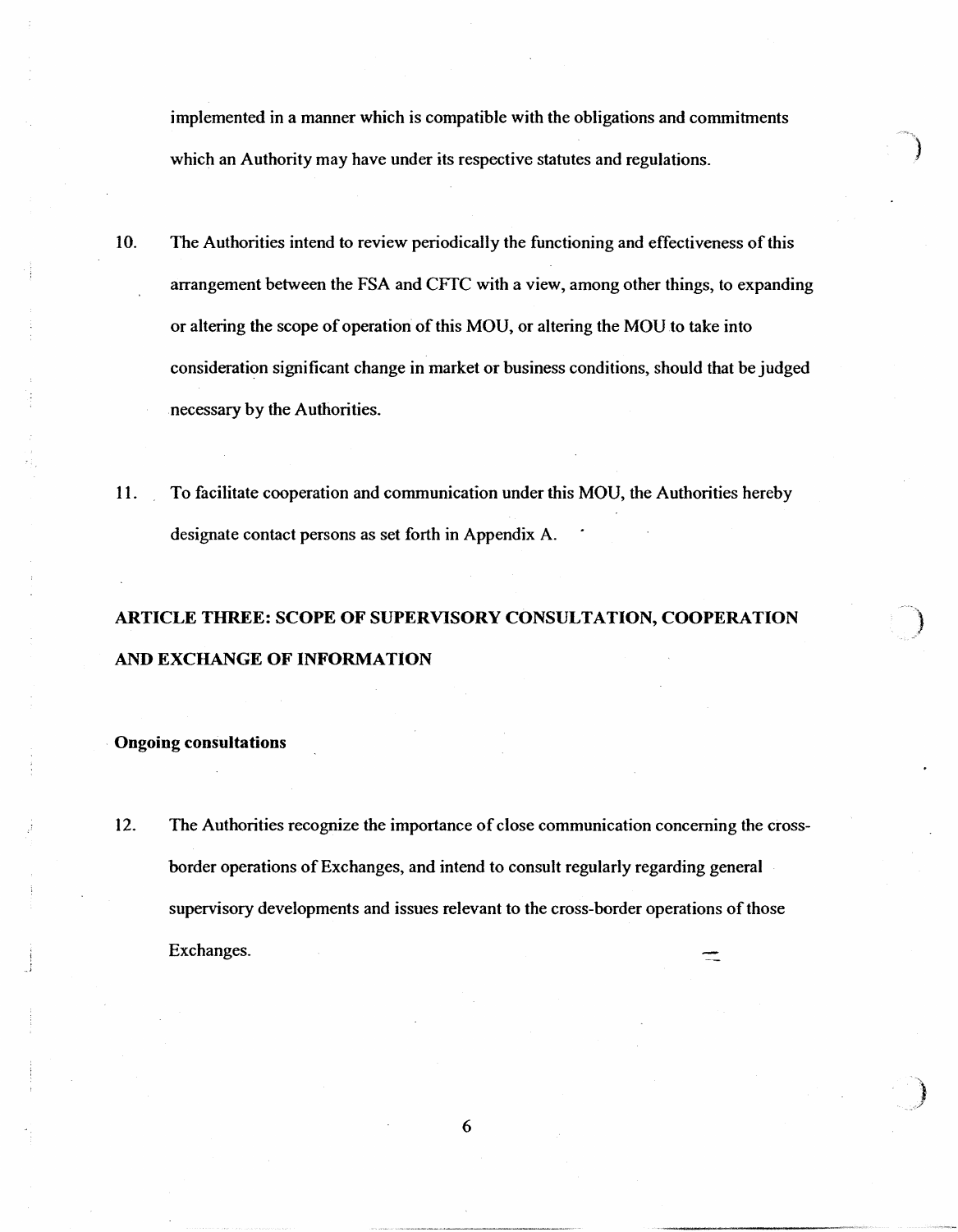implemented in a manner which is compatible with the obligations and commitments which an Authority may have under its respective statutes and regulations.

10. The Authorities intend to review periodically the functioning and effectiveness of this arrangement between the FSA and CFTC with a view, among other things, to expanding or altering the scope of operation of this MOU, or altering the MOU to take into consideration significant change in market or business conditions, should that be judged necessary by the Authorities.

11. To facilitate cooperation and communication under this MOU, the Authorities hereby designate contact persons as set forth in Appendix A.

## ARTICLE THREE: SCOPE OF SUPERVISORY CONSULTATION, COOPERATION AND EXCHANGE OF INFORMATION

### Ongoing consultations

12. The Authorities recognize the importance of close communication concerning the cross-border operations of Exchanges, and intend to consult regularly regarding general supervisory developments and issues relevant to the cross-border operations of those Exchanges.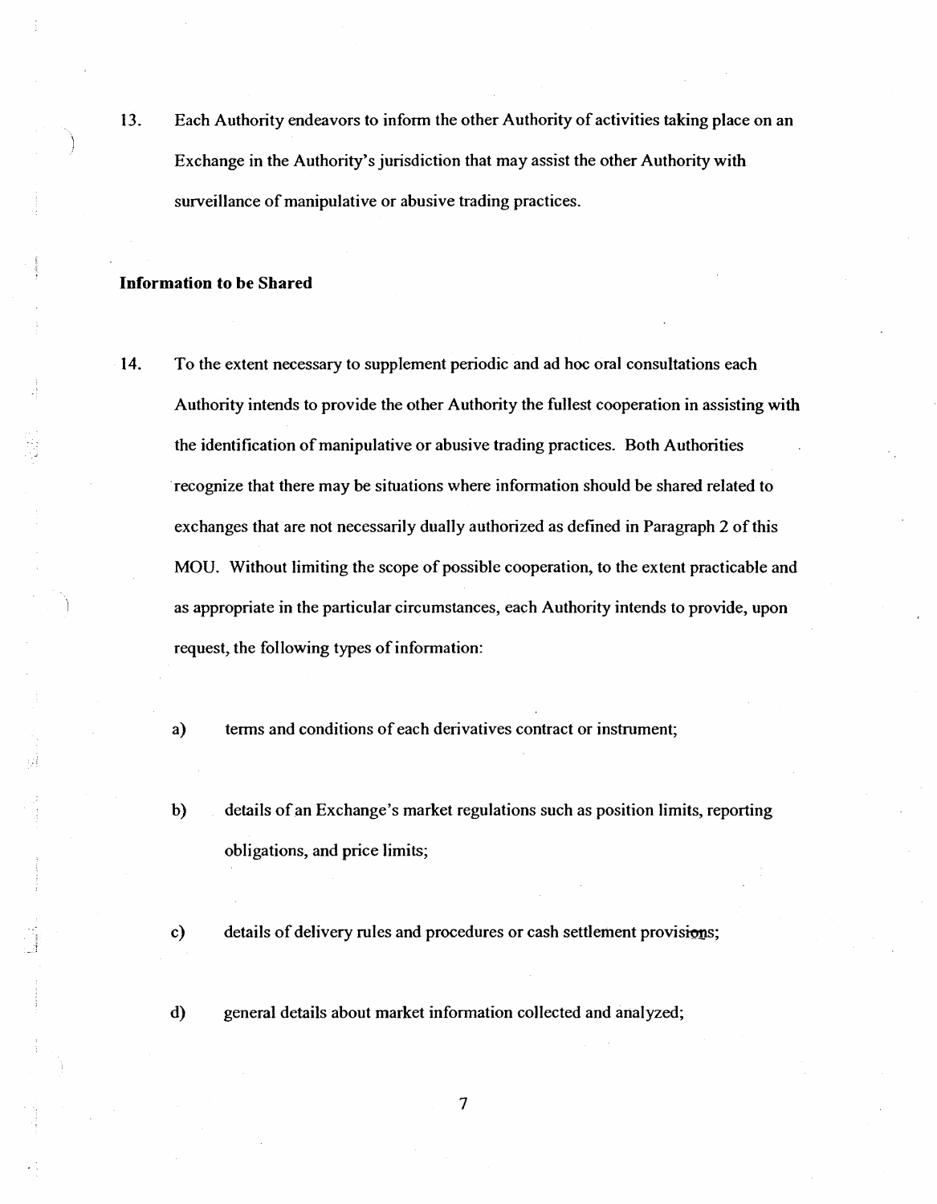13. Each Authority endeavors to inform the other Authority of activities taking place on an Exchange in the Authority's jurisdiction that may assist the other Authority with surveillance of manipulative or abusive trading practices.

**Information to be Shared**

14. To the extent necessary to supplement periodic and ad hoc oral consultations each Authority intends to provide the other Authority the fullest cooperation in assisting with the identification of manipulative or abusive trading practices. Both Authorities recognize that there may be situations where information should be shared related to exchanges that are not necessarily dually authorized as defined in Paragraph 2 of this MOU. Without limiting the scope of possible cooperation, to the extent practicable and as appropriate in the particular circumstances, each Authority intends to provide, upon request, the following types of information:

    a) terms and conditions of each derivatives contract or instrument;

    b) details of an Exchange's market regulations such as position limits, reporting obligations, and price limits;

    c) details of delivery rules and procedures or cash settlement provisions;

    d) general details about market information collected and analyzed;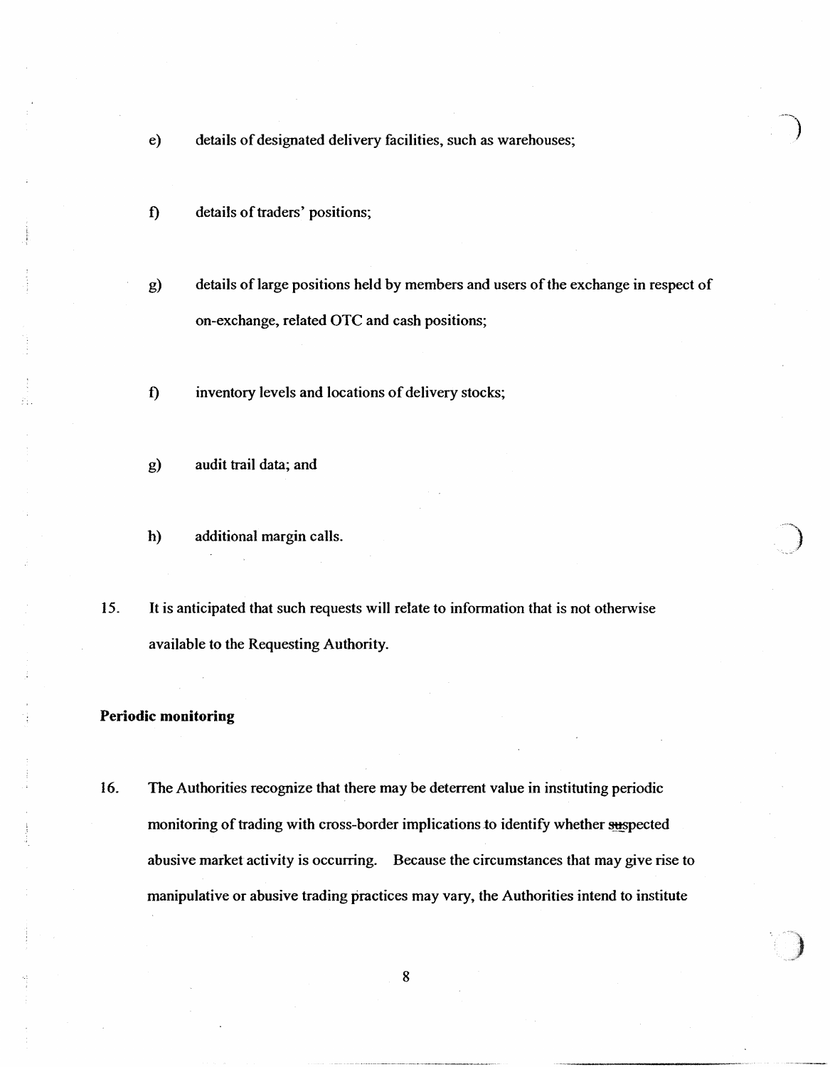e) details of designated delivery facilities, such as warehouses;

f) details of traders' positions;

g) details of large positions held by members and users of the exchange in respect of on-exchange, related OTC and cash positions;

f) inventory levels and locations of delivery stocks;

g) audit trail data; and

h) additional margin calls.

15. It is anticipated that such requests will relate to information that is not otherwise available to the Requesting Authority.

**Periodic monitoring**

16. The Authorities recognize that there may be deterrent value in instituting periodic monitoring of trading with cross-border implications to identify whether suspected abusive market activity is occurring. Because the circumstances that may give rise to manipulative or abusive trading practices may vary, the Authorities intend to institute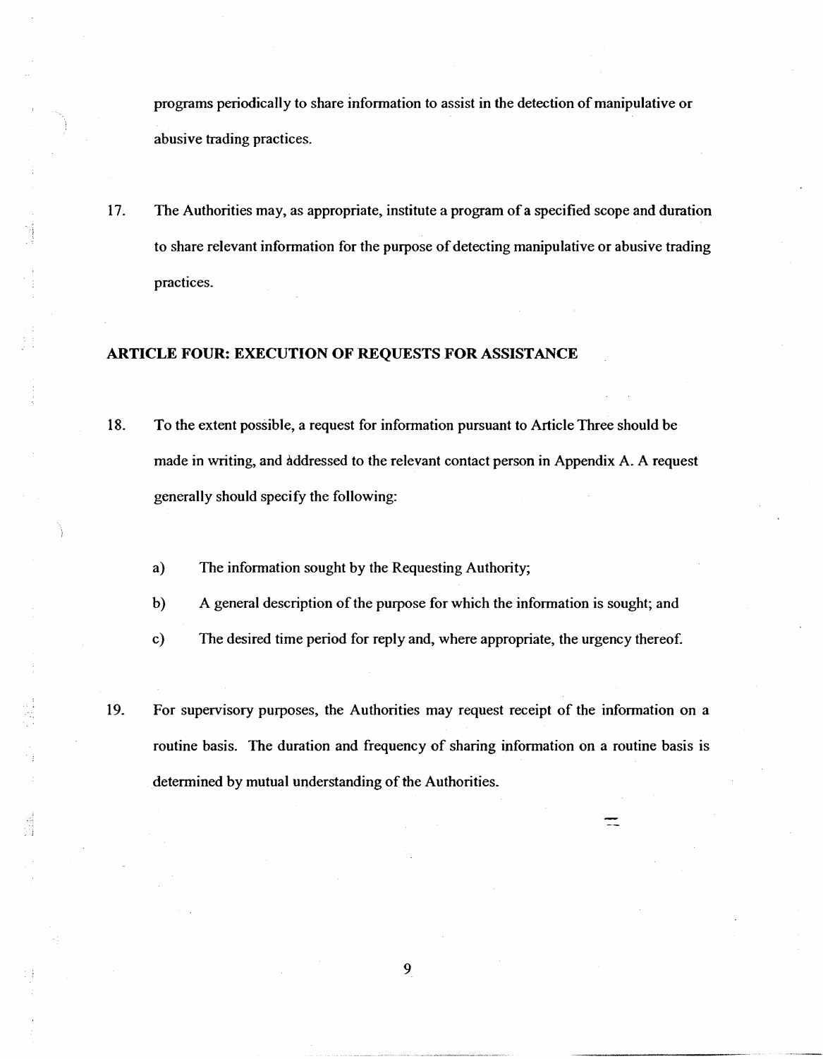programs periodically to share information to assist in the detection of manipulative or abusive trading practices.

17. The Authorities may, as appropriate, institute a program of a specified scope and duration to share relevant information for the purpose of detecting manipulative or abusive trading practices.

## ARTICLE FOUR: EXECUTION OF REQUESTS FOR ASSISTANCE

18. To the extent possible, a request for information pursuant to Article Three should be made in writing, and addressed to the relevant contact person in Appendix A. A request generally should specify the following:

    a) The information sought by the Requesting Authority;

    b) A general description of the purpose for which the information is sought; and

    c) The desired time period for reply and, where appropriate, the urgency thereof.

19. For supervisory purposes, the Authorities may request receipt of the information on a routine basis. The duration and frequency of sharing information on a routine basis is determined by mutual understanding of the Authorities.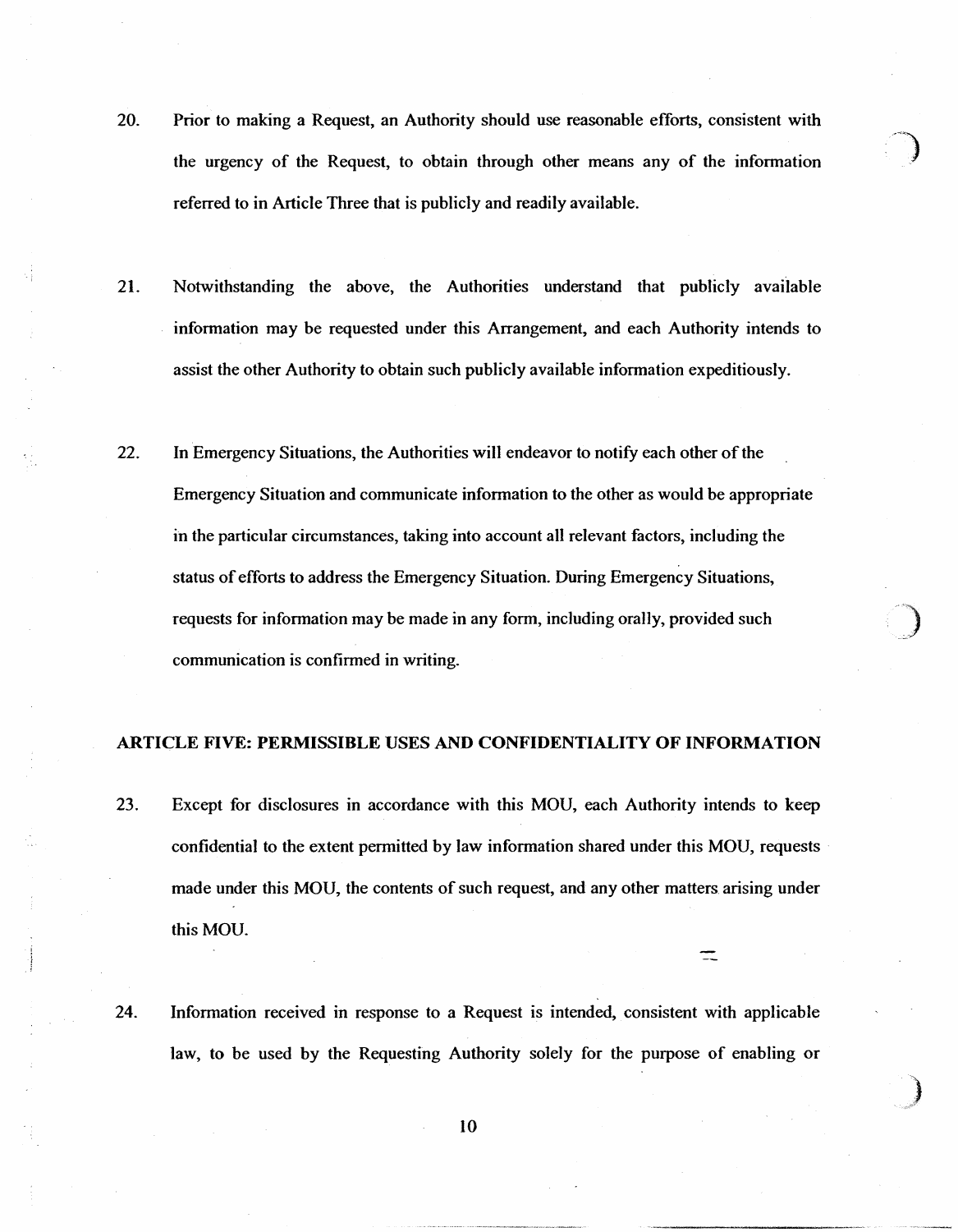20. Prior to making a Request, an Authority should use reasonable efforts, consistent with the urgency of the Request, to obtain through other means any of the information referred to in Article Three that is publicly and readily available.

21. Notwithstanding the above, the Authorities understand that publicly available information may be requested under this Arrangement, and each Authority intends to assist the other Authority to obtain such publicly available information expeditiously.

22. In Emergency Situations, the Authorities will endeavor to notify each other of the Emergency Situation and communicate information to the other as would be appropriate in the particular circumstances, taking into account all relevant factors, including the status of efforts to address the Emergency Situation. During Emergency Situations, requests for information may be made in any form, including orally, provided such communication is confirmed in writing.

## ARTICLE FIVE: PERMISSIBLE USES AND CONFIDENTIALITY OF INFORMATION

23. Except for disclosures in accordance with this MOU, each Authority intends to keep confidential to the extent permitted by law information shared under this MOU, requests made under this MOU, the contents of such request, and any other matters arising under this MOU.

24. Information received in response to a Request is intended, consistent with applicable law, to be used by the Requesting Authority solely for the purpose of enabling or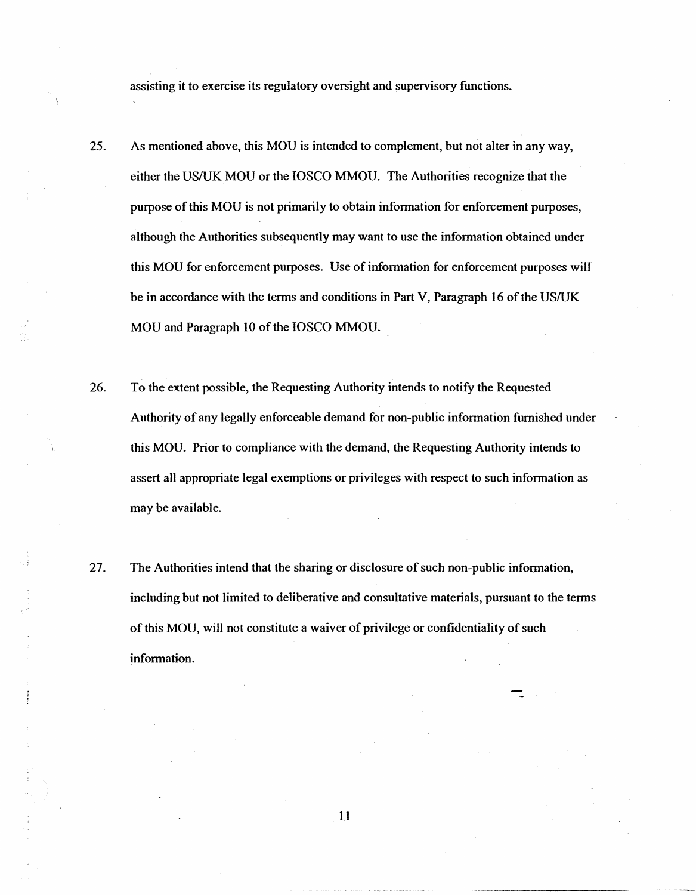assisting it to exercise its regulatory oversight and supervisory functions.

25. As mentioned above, this MOU is intended to complement, but not alter in any way, either the US/UK MOU or the IOSCO MMOU. The Authorities recognize that the purpose of this MOU is not primarily to obtain information for enforcement purposes, although the Authorities subsequently may want to use the information obtained under this MOU for enforcement purposes. Use of information for enforcement purposes will be in accordance with the terms and conditions in Part V, Paragraph 16 of the US/UK MOU and Paragraph 10 of the IOSCO MMOU.

26. To the extent possible, the Requesting Authority intends to notify the Requested Authority of any legally enforceable demand for non-public information furnished under this MOU. Prior to compliance with the demand, the Requesting Authority intends to assert all appropriate legal exemptions or privileges with respect to such information as may be available.

27. The Authorities intend that the sharing or disclosure of such non-public information, including but not limited to deliberative and consultative materials, pursuant to the terms of this MOU, will not constitute a waiver of privilege or confidentiality of such information.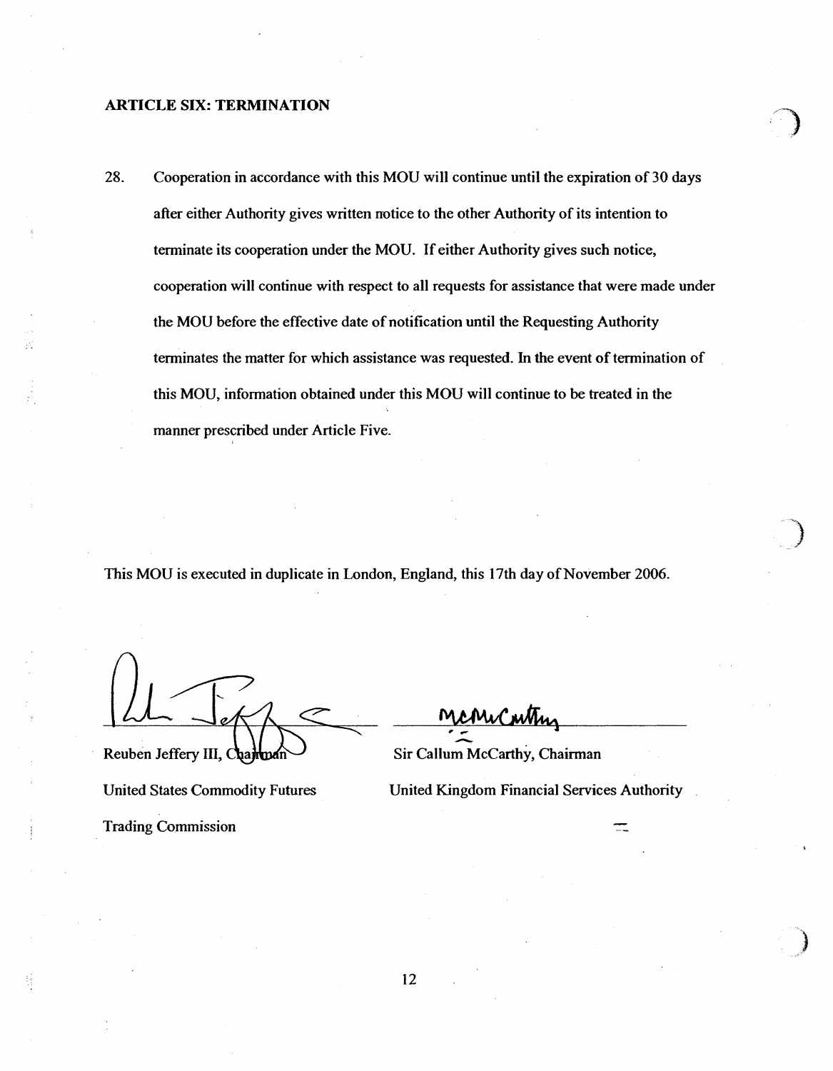## ARTICLE SIX: TERMINATION

28. Cooperation in accordance with this MOU will continue until the expiration of 30 days after either Authority gives written notice to the other Authority of its intention to terminate its cooperation under the MOU. If either Authority gives such notice, cooperation will continue with respect to all requests for assistance that were made under the MOU before the effective date of notification until the Requesting Authority terminates the matter for which assistance was requested. In the event of termination of this MOU, information obtained under this MOU will continue to be treated in the manner prescribed under Article Five.

This MOU is executed in duplicate in London, England, this 17th day of November 2006.

| | |
|---|---|
| Reuben Jeffery III, Chairman | Sir Callum McCarthy, Chairman |
| United States Commodity Futures Trading Commission | United Kingdom Financial Services Authority |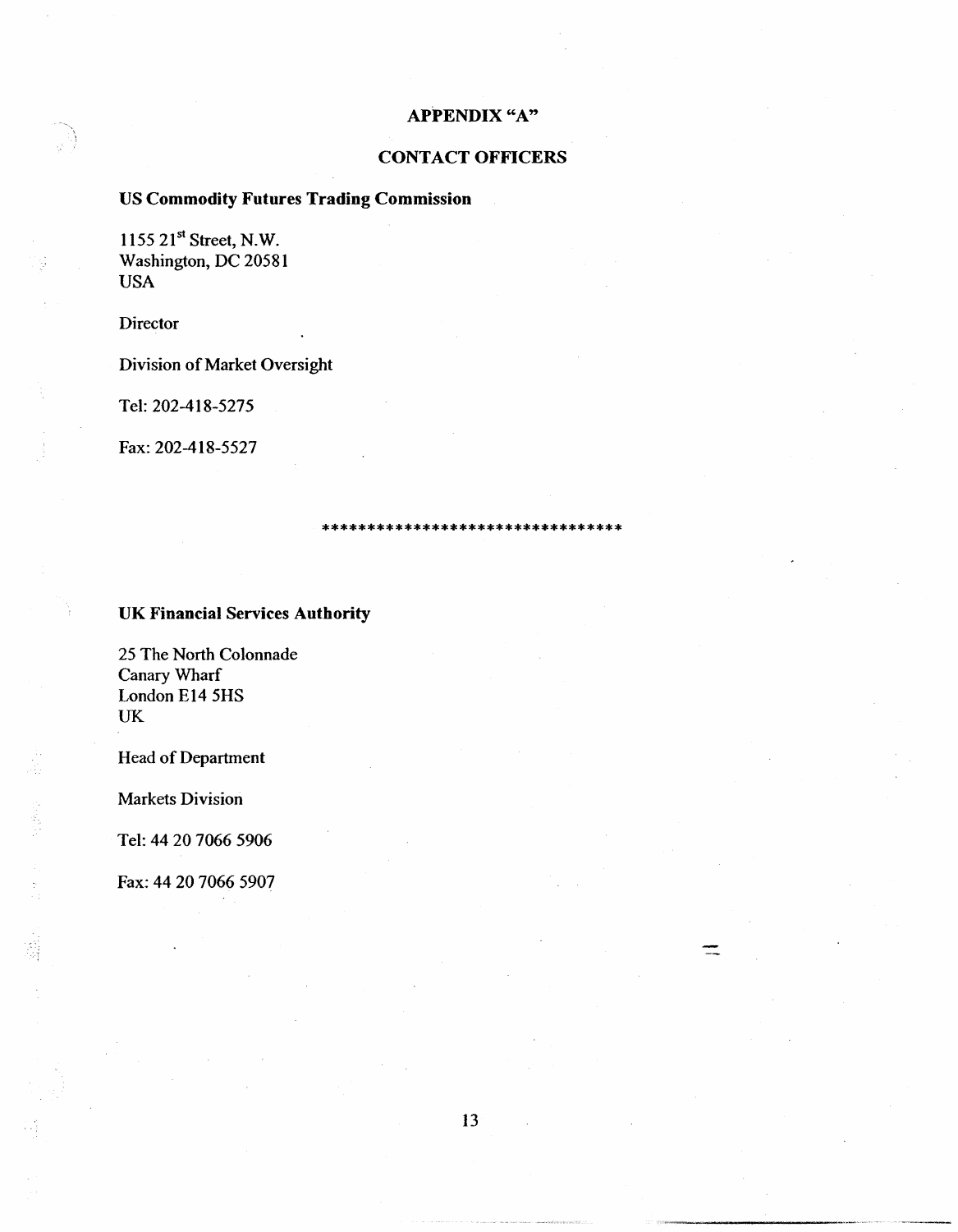## APPENDIX "A"

## CONTACT OFFICERS

**US Commodity Futures Trading Commission**

1155 21st Street, N.W.
Washington, DC 20581
USA

Director

Division of Market Oversight

Tel: 202-418-5275

Fax: 202-418-5527

*********************************

**UK Financial Services Authority**

25 The North Colonnade
Canary Wharf
London E14 5HS
UK

Head of Department

Markets Division

Tel: 44 20 7066 5906

Fax: 44 20 7066 5907